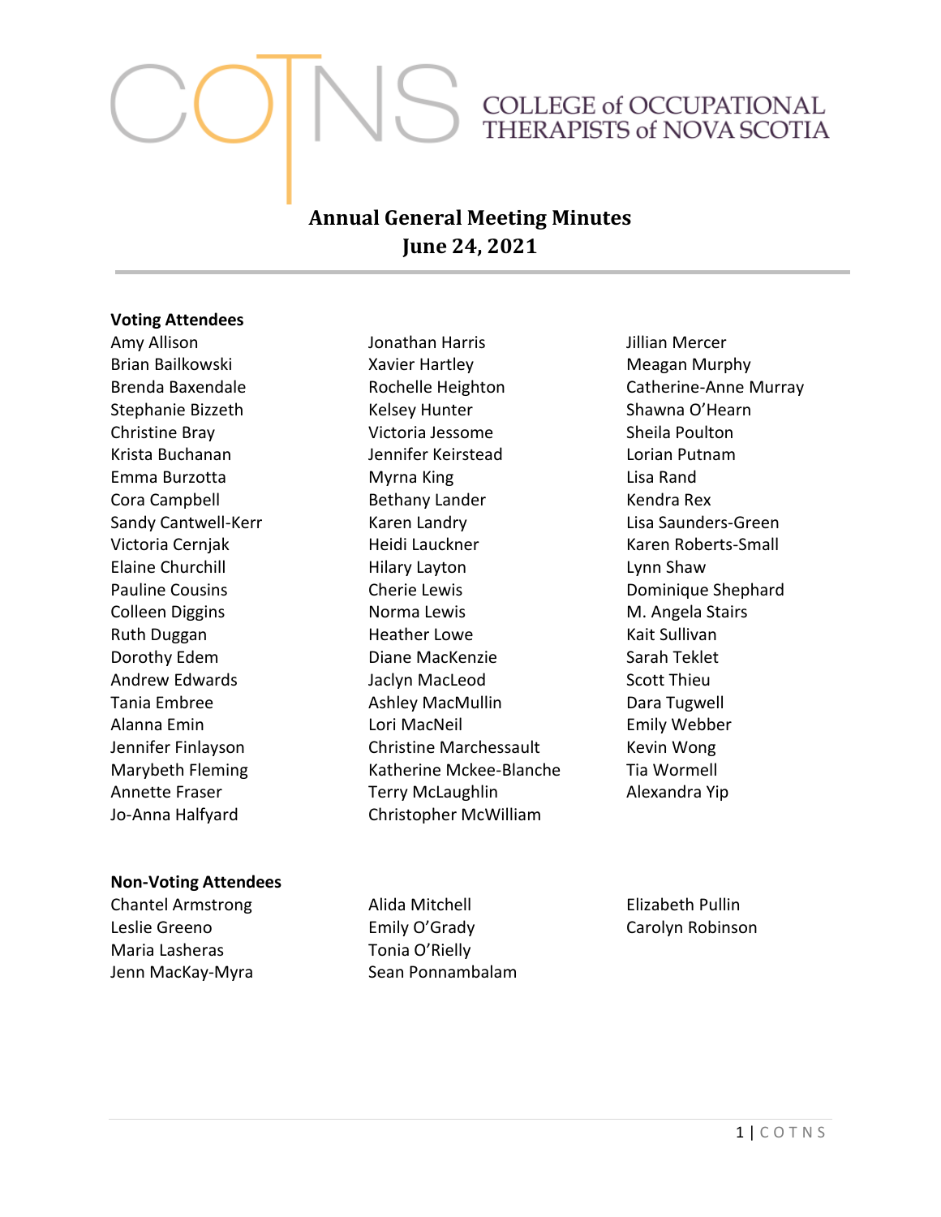COLLEGE of OCCUPATIONAL THERAPISTS of NOVA SCOTIA

# Annual General Meeting Minutes
## June 24, 2021

**Voting Attendees**

Amy Allison
Brian Bailkowski
Brenda Baxendale
Stephanie Bizzeth
Christine Bray
Krista Buchanan
Emma Burzotta
Cora Campbell
Sandy Cantwell-Kerr
Victoria Cernjak
Elaine Churchill
Pauline Cousins
Colleen Diggins
Ruth Duggan
Dorothy Edem
Andrew Edwards
Tania Embree
Alanna Emin
Jennifer Finlayson
Marybeth Fleming
Annette Fraser
Jo-Anna Halfyard
Jonathan Harris
Xavier Hartley
Rochelle Heighton
Kelsey Hunter
Victoria Jessome
Jennifer Keirstead
Myrna King
Bethany Lander
Karen Landry
Heidi Lauckner
Hilary Layton
Cherie Lewis
Norma Lewis
Heather Lowe
Diane MacKenzie
Jaclyn MacLeod
Ashley MacMullin
Lori MacNeil
Christine Marchessault
Katherine Mckee-Blanche
Terry McLaughlin
Christopher McWilliam
Jillian Mercer
Meagan Murphy
Catherine-Anne Murray
Shawna O'Hearn
Sheila Poulton
Lorian Putnam
Lisa Rand
Kendra Rex
Lisa Saunders-Green
Karen Roberts-Small
Lynn Shaw
Dominique Shephard
M. Angela Stairs
Kait Sullivan
Sarah Teklet
Scott Thieu
Dara Tugwell
Emily Webber
Kevin Wong
Tia Wormell
Alexandra Yip

**Non-Voting Attendees**

Chantel Armstrong
Leslie Greeno
Maria Lasheras
Jenn MacKay-Myra
Alida Mitchell
Emily O'Grady
Tonia O'Rielly
Sean Ponnambalam
Elizabeth Pullin
Carolyn Robinson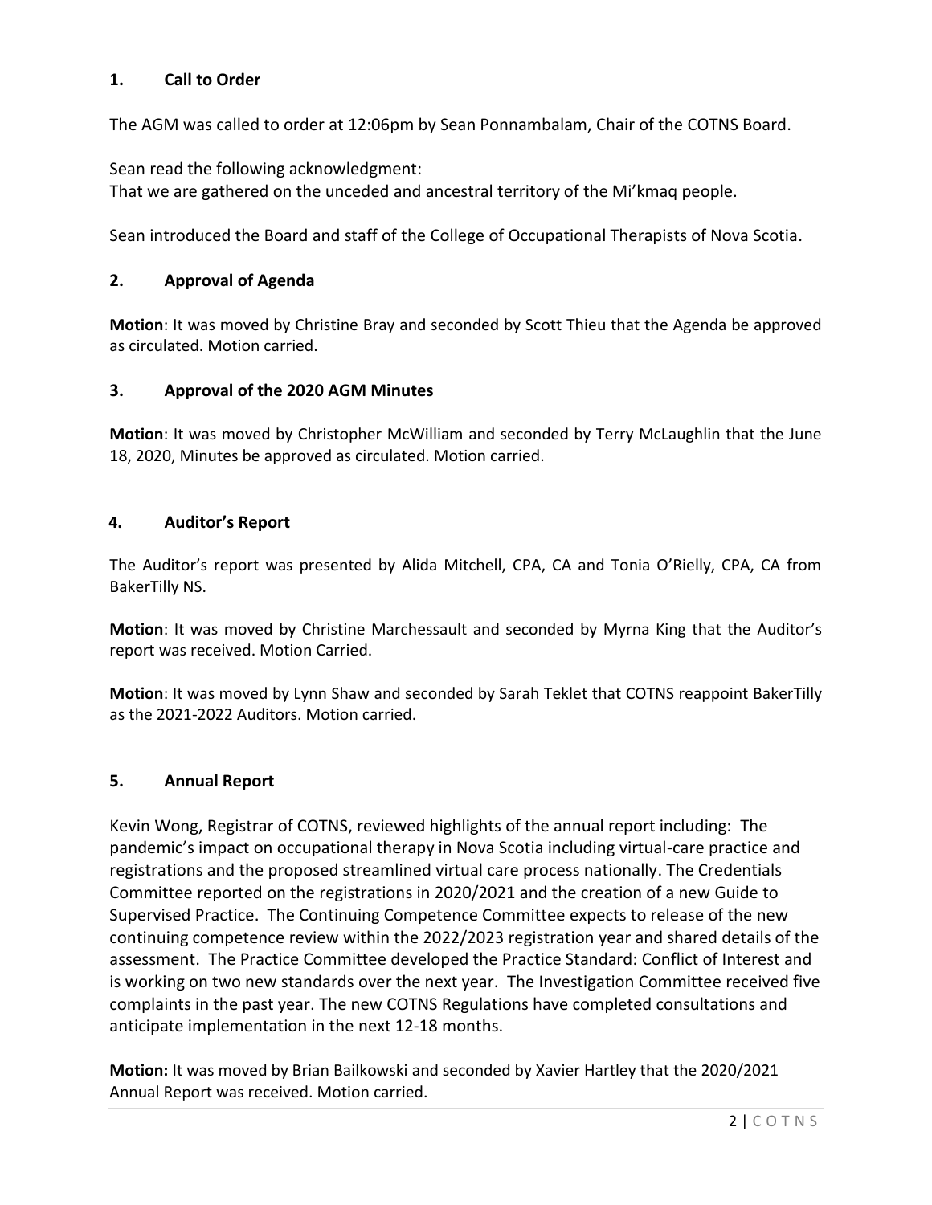## 1. Call to Order

The AGM was called to order at 12:06pm by Sean Ponnambalam, Chair of the COTNS Board.

Sean read the following acknowledgment:
That we are gathered on the unceded and ancestral territory of the Mi'kmaq people.

Sean introduced the Board and staff of the College of Occupational Therapists of Nova Scotia.

## 2. Approval of Agenda

**Motion**: It was moved by Christine Bray and seconded by Scott Thieu that the Agenda be approved as circulated. Motion carried.

## 3. Approval of the 2020 AGM Minutes

**Motion**: It was moved by Christopher McWilliam and seconded by Terry McLaughlin that the June 18, 2020, Minutes be approved as circulated. Motion carried.

## 4. Auditor's Report

The Auditor's report was presented by Alida Mitchell, CPA, CA and Tonia O'Rielly, CPA, CA from BakerTilly NS.

**Motion**: It was moved by Christine Marchessault and seconded by Myrna King that the Auditor's report was received. Motion Carried.

**Motion**: It was moved by Lynn Shaw and seconded by Sarah Teklet that COTNS reappoint BakerTilly as the 2021-2022 Auditors. Motion carried.

## 5. Annual Report

Kevin Wong, Registrar of COTNS, reviewed highlights of the annual report including: The pandemic's impact on occupational therapy in Nova Scotia including virtual-care practice and registrations and the proposed streamlined virtual care process nationally. The Credentials Committee reported on the registrations in 2020/2021 and the creation of a new Guide to Supervised Practice. The Continuing Competence Committee expects to release of the new continuing competence review within the 2022/2023 registration year and shared details of the assessment. The Practice Committee developed the Practice Standard: Conflict of Interest and is working on two new standards over the next year. The Investigation Committee received five complaints in the past year. The new COTNS Regulations have completed consultations and anticipate implementation in the next 12-18 months.

**Motion:** It was moved by Brian Bailkowski and seconded by Xavier Hartley that the 2020/2021 Annual Report was received. Motion carried.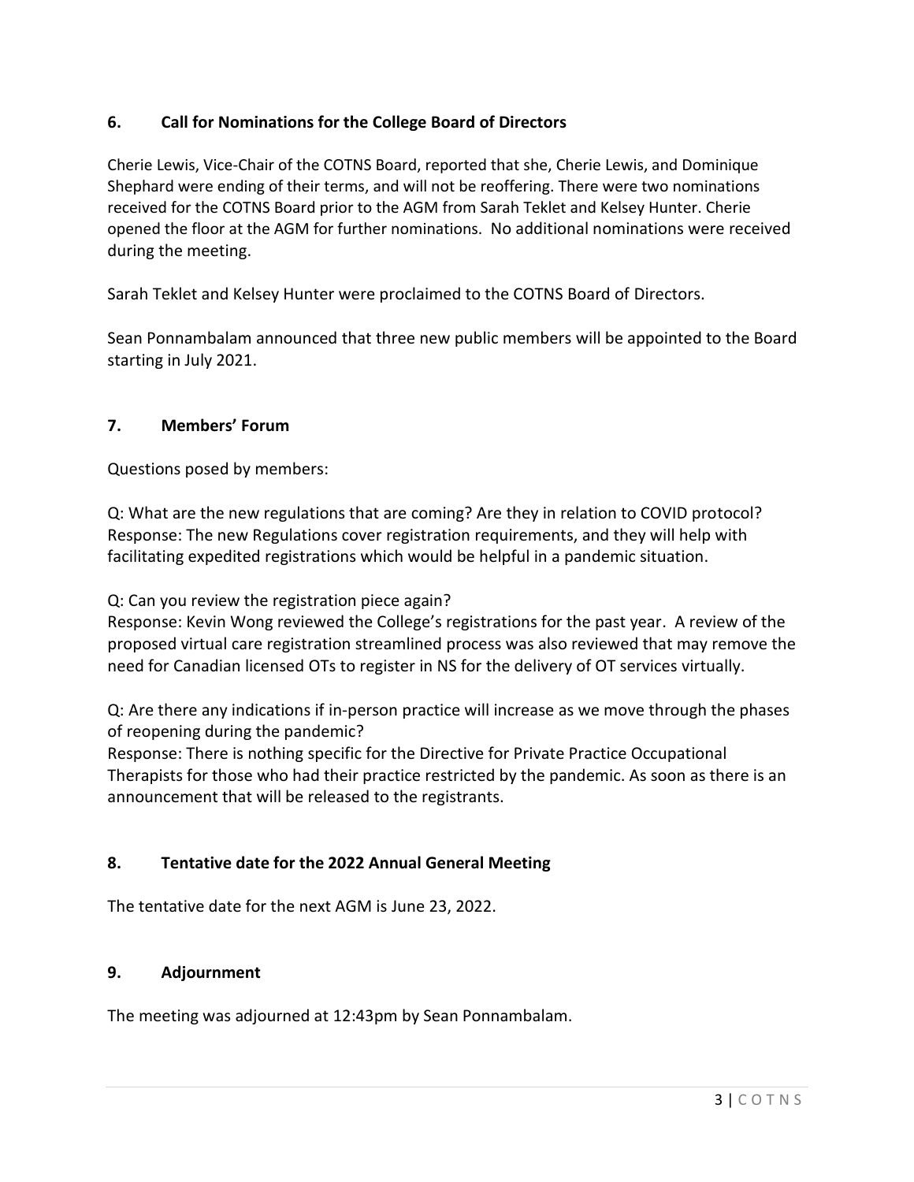## 6. Call for Nominations for the College Board of Directors

Cherie Lewis, Vice-Chair of the COTNS Board, reported that she, Cherie Lewis, and Dominique Shephard were ending of their terms, and will not be reoffering. There were two nominations received for the COTNS Board prior to the AGM from Sarah Teklet and Kelsey Hunter. Cherie opened the floor at the AGM for further nominations. No additional nominations were received during the meeting.

Sarah Teklet and Kelsey Hunter were proclaimed to the COTNS Board of Directors.

Sean Ponnambalam announced that three new public members will be appointed to the Board starting in July 2021.

## 7. Members' Forum

Questions posed by members:

Q: What are the new regulations that are coming? Are they in relation to COVID protocol?
Response: The new Regulations cover registration requirements, and they will help with facilitating expedited registrations which would be helpful in a pandemic situation.

Q: Can you review the registration piece again?
Response: Kevin Wong reviewed the College's registrations for the past year. A review of the proposed virtual care registration streamlined process was also reviewed that may remove the need for Canadian licensed OTs to register in NS for the delivery of OT services virtually.

Q: Are there any indications if in-person practice will increase as we move through the phases of reopening during the pandemic?
Response: There is nothing specific for the Directive for Private Practice Occupational Therapists for those who had their practice restricted by the pandemic. As soon as there is an announcement that will be released to the registrants.

## 8. Tentative date for the 2022 Annual General Meeting

The tentative date for the next AGM is June 23, 2022.

## 9. Adjournment

The meeting was adjourned at 12:43pm by Sean Ponnambalam.